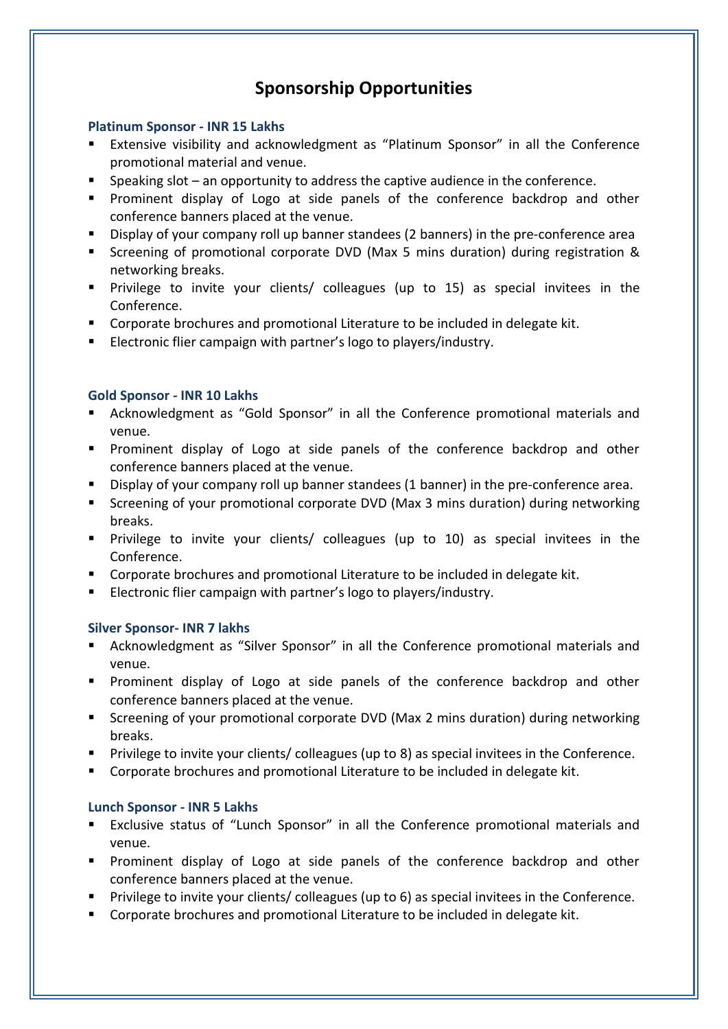# Sponsorship Opportunities

### Platinum Sponsor - INR 15 Lakhs

- Extensive visibility and acknowledgment as "Platinum Sponsor" in all the Conference promotional material and venue.
- Speaking slot – an opportunity to address the captive audience in the conference.
- Prominent display of Logo at side panels of the conference backdrop and other conference banners placed at the venue.
- Display of your company roll up banner standees (2 banners) in the pre-conference area
- Screening of promotional corporate DVD (Max 5 mins duration) during registration & networking breaks.
- Privilege to invite your clients/ colleagues (up to 15) as special invitees in the Conference.
- Corporate brochures and promotional Literature to be included in delegate kit.
- Electronic flier campaign with partner's logo to players/industry.

### Gold Sponsor - INR 10 Lakhs

- Acknowledgment as "Gold Sponsor" in all the Conference promotional materials and venue.
- Prominent display of Logo at side panels of the conference backdrop and other conference banners placed at the venue.
- Display of your company roll up banner standees (1 banner) in the pre-conference area.
- Screening of your promotional corporate DVD (Max 3 mins duration) during networking breaks.
- Privilege to invite your clients/ colleagues (up to 10) as special invitees in the Conference.
- Corporate brochures and promotional Literature to be included in delegate kit.
- Electronic flier campaign with partner's logo to players/industry.

### Silver Sponsor- INR 7 lakhs

- Acknowledgment as "Silver Sponsor" in all the Conference promotional materials and venue.
- Prominent display of Logo at side panels of the conference backdrop and other conference banners placed at the venue.
- Screening of your promotional corporate DVD (Max 2 mins duration) during networking breaks.
- Privilege to invite your clients/ colleagues (up to 8) as special invitees in the Conference.
- Corporate brochures and promotional Literature to be included in delegate kit.

### Lunch Sponsor - INR 5 Lakhs

- Exclusive status of "Lunch Sponsor" in all the Conference promotional materials and venue.
- Prominent display of Logo at side panels of the conference backdrop and other conference banners placed at the venue.
- Privilege to invite your clients/ colleagues (up to 6) as special invitees in the Conference.
- Corporate brochures and promotional Literature to be included in delegate kit.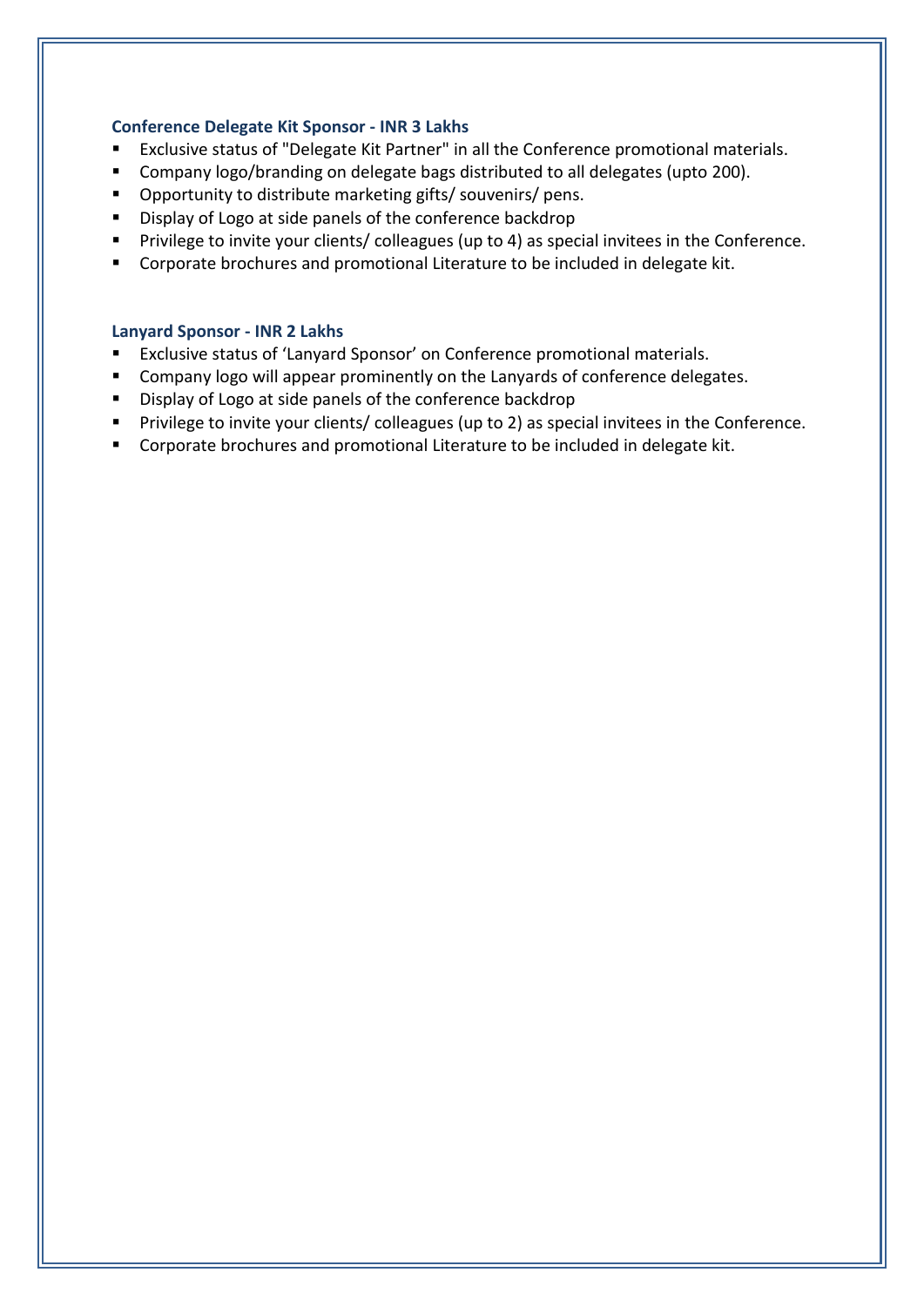**Conference Delegate Kit Sponsor - INR 3 Lakhs**

- Exclusive status of "Delegate Kit Partner" in all the Conference promotional materials.
- Company logo/branding on delegate bags distributed to all delegates (upto 200).
- Opportunity to distribute marketing gifts/ souvenirs/ pens.
- Display of Logo at side panels of the conference backdrop
- Privilege to invite your clients/ colleagues (up to 4) as special invitees in the Conference.
- Corporate brochures and promotional Literature to be included in delegate kit.

**Lanyard Sponsor - INR 2 Lakhs**

- Exclusive status of 'Lanyard Sponsor' on Conference promotional materials.
- Company logo will appear prominently on the Lanyards of conference delegates.
- Display of Logo at side panels of the conference backdrop
- Privilege to invite your clients/ colleagues (up to 2) as special invitees in the Conference.
- Corporate brochures and promotional Literature to be included in delegate kit.